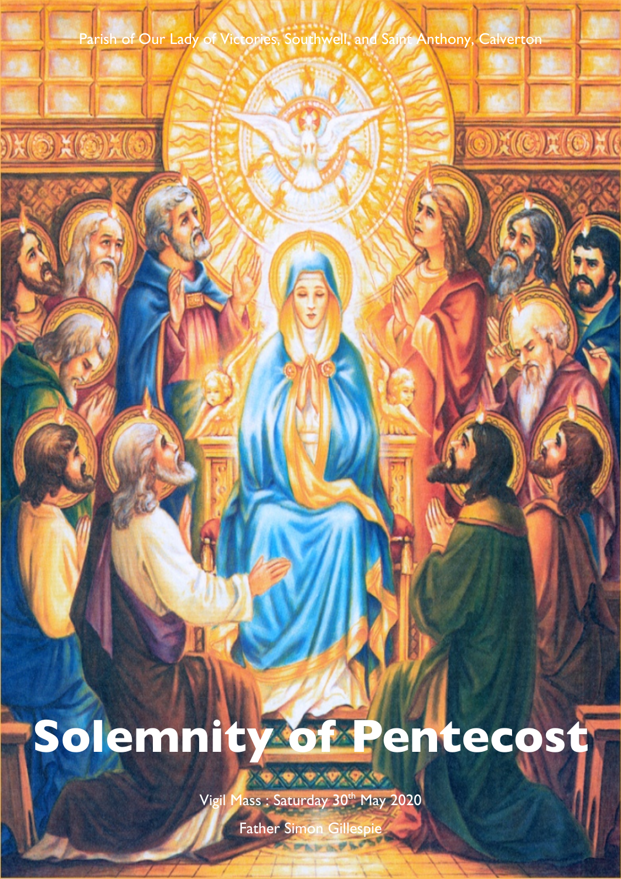Parish of Our Lady of Victories, Southwell, and Saint Anthony, Calverton

# Solemnity of Pentecost

Vigil Mass : Saturday 30th May 2020

Father Simon Gillespie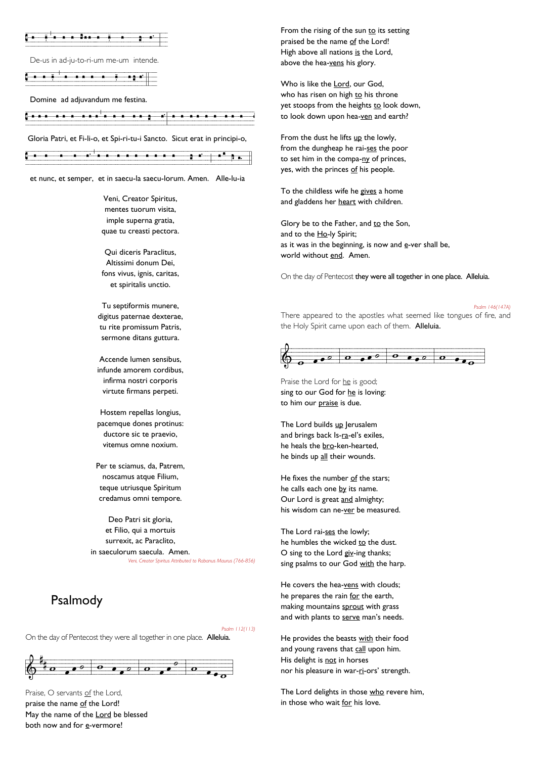De-us in ad-ju-to-ri-um me-um intende.

Domine ad adjuvandum me festina.

Gloria Patri, et Fi-li-o, et Spi-ri-tu-i Sancto. Sicut erat in principi-o,

et nunc, et semper, et in saecu-la saecu-lorum. Amen. Alle-lu-ia

Veni, Creator Spiritus,
mentes tuorum visita,
imple superna gratia,
quae tu creasti pectora.

Qui diceris Paraclitus,
Altissimi donum Dei,
fons vivus, ignis, caritas,
et spiritalis unctio.

Tu septiformis munere,
digitus paternae dexterae,
tu rite promissum Patris,
sermone ditans guttura.

Accende lumen sensibus,
infunde amorem cordibus,
infirma nostri corporis
virtute firmans perpeti.

Hostem repellas longius,
pacemque dones protinus:
ductore sic te praevio,
vitemus omne noxium.

Per te sciamus, da, Patrem,
noscamus atque Filium,
teque utriusque Spiritum
credamus omni tempore.

Deo Patri sit gloria,
et Filio, qui a mortuis
surrexit, ac Paraclito,
in saeculorum saecula. Amen.

*Veni, Creator Spiritus Attributed to Rabanus Maurus (766-856)*

## Psalmody

*Psalm 112(113)*

On the day of Pentecost they were all together in one place. **Alleluia.**

Praise, O servants <u>of</u> the Lord,
praise the name <u>of</u> the Lord!
May the name of the <u>Lord</u> be blessed
both now and for <u>e</u>-vermore!

From the rising of the sun <u>to</u> its setting
praised be the name <u>of</u> the Lord!
High above all nations <u>is</u> the Lord,
above the hea-<u>vens</u> his glory.

Who is like the <u>Lord</u>, our God,
who has risen on high <u>to</u> his throne
yet stoops from the heights <u>to</u> look down,
to look down upon hea-<u>ven</u> and earth?

From the dust he lifts <u>up</u> the lowly,
from the dungheap he rai-<u>ses</u> the poor
to set him in the compa-<u>ny</u> of princes,
yes, with the princes <u>of</u> his people.

To the childless wife he <u>gives</u> a home
and gladdens her <u>heart</u> with children.

Glory be to the Father, and <u>to</u> the Son,
and to the <u>Ho</u>-ly Spirit;
as it was in the beginning, is now and <u>e</u>-ver shall be,
world without <u>end</u>. Amen.

On the day of Pentecost **they were all together in one place. Alleluia.**

*Psalm 146(147A)*

There appeared to the apostles what seemed like tongues of fire, and the Holy Spirit came upon each of them. **Alleluia.**

Praise the Lord for <u>he</u> is good;
sing to our God for <u>he</u> is loving:
to him our <u>praise</u> is due.

The Lord builds <u>up</u> Jerusalem
and brings back Is-<u>ra</u>-el's exiles,
he heals the <u>bro</u>-ken-hearted,
he binds up <u>all</u> their wounds.

He fixes the number <u>of</u> the stars;
he calls each one <u>by</u> its name.
Our Lord is great <u>and</u> almighty;
his wisdom can ne-<u>ver</u> be measured.

The Lord rai-<u>ses</u> the lowly;
he humbles the wicked <u>to</u> the dust.
O sing to the Lord <u>giv</u>-ing thanks;
sing psalms to our God <u>with</u> the harp.

He covers the hea-<u>vens</u> with clouds;
he prepares the rain <u>for</u> the earth,
making mountains <u>sprout</u> with grass
and with plants to <u>serve</u> man's needs.

He provides the beasts <u>with</u> their food
and young ravens that <u>call</u> upon him.
His delight is <u>not</u> in horses
nor his pleasure in war-<u>ri</u>-ors' strength.

The Lord delights in those <u>who</u> revere him,
in those who wait <u>for</u> his love.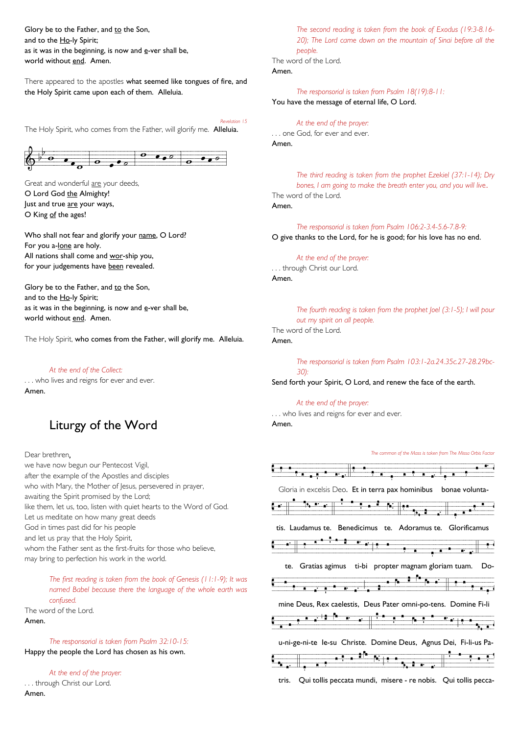Glory be to the Father, and to the Son,
and to the Ho-ly Spirit;
as it was in the beginning, is now and e-ver shall be,
world without end. Amen.

There appeared to the apostles **what seemed like tongues of fire, and the Holy Spirit came upon each of them. Alleluia.**

*Revelation 15*

The Holy Spirit, who comes from the Father, will glorify me. **Alleluia.**

Great and wonderful are your deeds,
**O Lord God the Almighty!**
Just and true are your ways,
**O King of the ages!**

Who shall not fear and glorify your name, O Lord?
**For you a-lone are holy.**
All nations shall come and wor-ship you,
**for your judgements have been revealed.**

Glory be to the Father, and to the Son,
**and to the Ho-ly Spirit;**
as it was in the beginning, is now and e-ver shall be,
**world without end. Amen.**

The Holy Spirit, **who comes from the Father, will glorify me. Alleluia.**

*At the end of the Collect:*
. . . who lives and reigns for ever and ever.
**Amen.**

# Liturgy of the Word

Dear brethren,
we have now begun our Pentecost Vigil,
after the example of the Apostles and disciples
who with Mary, the Mother of Jesus, persevered in prayer,
awaiting the Spirit promised by the Lord;
like them, let us, too, listen with quiet hearts to the Word of God.
Let us meditate on how many great deeds
God in times past did for his people
and let us pray that the Holy Spirit,
whom the Father sent as the first-fruits for those who believe,
may bring to perfection his work in the world.

*The first reading is taken from the book of Genesis (11:1-9); It was named Babel because there the language of the whole earth was confused.*

The word of the Lord.
**Amen.**

*The responsorial is taken from Psalm 32:10-15:*
**Happy the people the Lord has chosen as his own.**

*At the end of the prayer:*
. . . through Christ our Lord.
**Amen.**

*The second reading is taken from the book of Exodus (19:3-8.16-20); The Lord came down on the mountain of Sinai before all the people.*

The word of the Lord.
**Amen.**

*The responsorial is taken from Psalm 18(19):8-11:*
**You have the message of eternal life, O Lord.**

*At the end of the prayer:*
. . . one God, for ever and ever.
**Amen.**

*The third reading is taken from the prophet Ezekiel (37:1-14); Dry bones, I am going to make the breath enter you, and you will live..*

The word of the Lord.
**Amen.**

*The responsorial is taken from Psalm 106:2-3.4-5.6-7.8-9:*
**O give thanks to the Lord, for he is good; for his love has no end.**

*At the end of the prayer:*
. . . through Christ our Lord.
**Amen.**

*The fourth reading is taken from the prophet Joel (3:1-5); I will pour out my spirit on all people.*

The word of the Lord.
**Amen.**

*The responsorial is taken from Psalm 103:1-2a.24.35c.27-28.29bc-30):*
**Send forth your Spirit, O Lord, and renew the face of the earth.**

*At the end of the prayer:*
. . . who lives and reigns for ever and ever.
**Amen.**

*The common of the Mass is taken from The Missa Orbis Factor*

Gloria in excelsis Deo. **Et in terra pax hominibus bonae volunta-tis. Laudamus te. Benedicimus te. Adoramus te. Glorificamus te. Gratias agimus ti-bi propter magnam gloriam tuam. Do-mine Deus, Rex caelestis, Deus Pater omni-po-tens. Domine Fi-li u-ni-ge-ni-te Ie-su Christe. Domine Deus, Agnus Dei, Fi-li-us Pa-tris. Qui tollis peccata mundi, misere - re nobis. Qui tollis pecca-**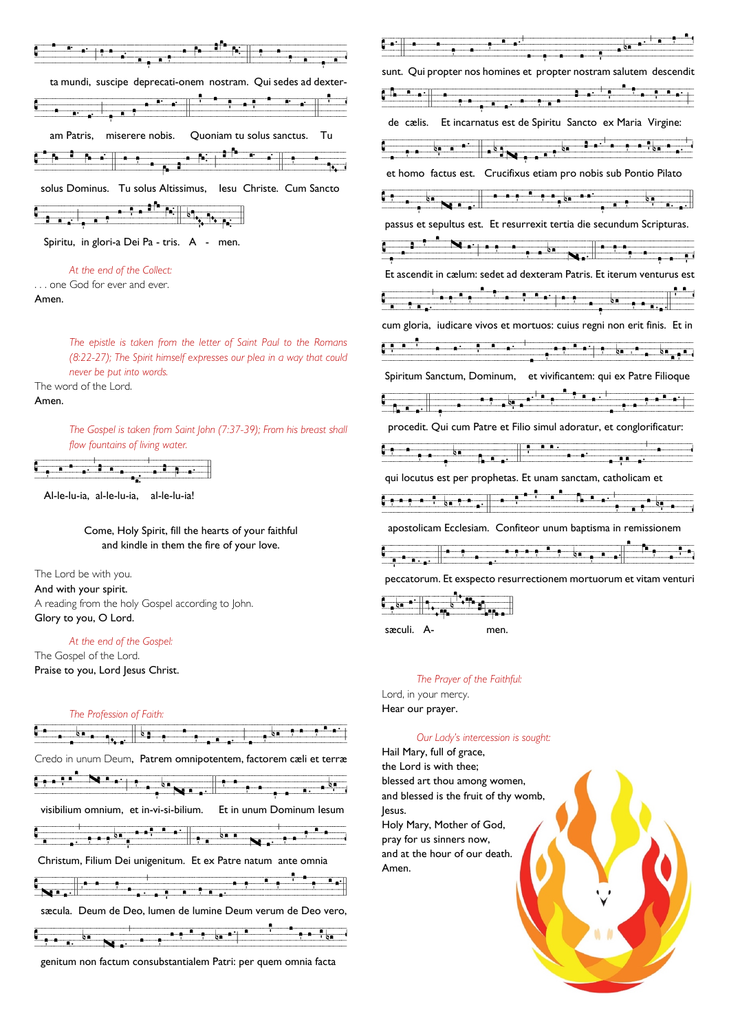ta mundi, suscipe deprecati-onem nostram. Qui sedes ad dexter-

am Patris, miserere nobis. Quoniam tu solus sanctus. Tu

solus Dominus. Tu solus Altissimus, Iesu Christe. Cum Sancto

Spiritu, in glori-a Dei Pa - tris. A - men.

*At the end of the Collect:*

. . . one God for ever and ever.
**Amen.**

*The epistle is taken from the letter of Saint Paul to the Romans (8:22-27); The Spirit himself expresses our plea in a way that could never be put into words.*

The word of the Lord.
**Amen.**

*The Gospel is taken from Saint John (7:37-39); From his breast shall flow fountains of living water.*

Al-le-lu-ia, al-le-lu-ia, al-le-lu-ia!

Come, Holy Spirit, fill the hearts of your faithful
and kindle in them the fire of your love.

The Lord be with you.
**And with your spirit.**
A reading from the holy Gospel according to John.
**Glory to you, O Lord.**

*At the end of the Gospel:*

The Gospel of the Lord.
**Praise to you, Lord Jesus Christ.**

*The Profession of Faith:*

Credo in unum Deum, Patrem omnipotentem, factorem cæli et terræ

visibilium omnium, et in-vi-si-bilium. Et in unum Dominum Iesum

Christum, Filium Dei unigenitum. Et ex Patre natum ante omnia

sæcula. Deum de Deo, lumen de lumine Deum verum de Deo vero,

genitum non factum consubstantialem Patri: per quem omnia facta

sunt. Qui propter nos homines et propter nostram salutem descendit

de cælis. Et incarnatus est de Spiritu Sancto ex Maria Virgine:

et homo factus est. Crucifixus etiam pro nobis sub Pontio Pilato

passus et sepultus est. Et resurrexit tertia die secundum Scripturas.

Et ascendit in cælum: sedet ad dexteram Patris. Et iterum venturus est

cum gloria, iudicare vivos et mortuos: cuius regni non erit finis. Et in

Spiritum Sanctum, Dominum, et vivificantem: qui ex Patre Filioque

procedit. Qui cum Patre et Filio simul adoratur, et conglorificatur:

qui locutus est per prophetas. Et unam sanctam, catholicam et

apostolicam Ecclesiam. Confiteor unum baptisma in remissionem

peccatorum. Et exspecto resurrectionem mortuorum et vitam venturi

sæculi. A- men.

*The Prayer of the Faithful:*

Lord, in your mercy.
**Hear our prayer.**

*Our Lady's intercession is sought:*

**Hail Mary, full of grace,
the Lord is with thee;
blessed art thou among women,
and blessed is the fruit of thy womb,
Jesus.
Holy Mary, Mother of God,
pray for us sinners now,
and at the hour of our death.
Amen.**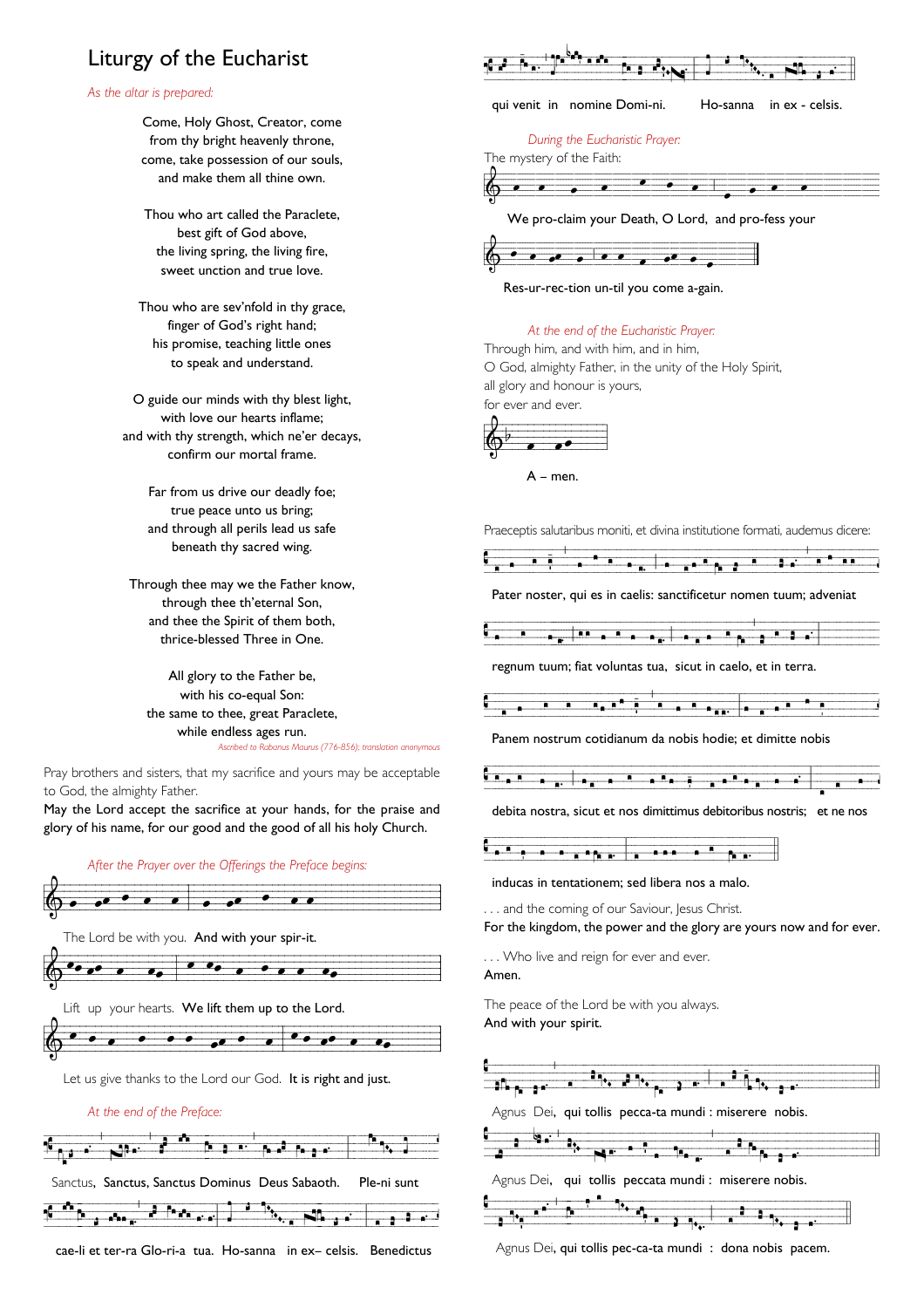# Liturgy of the Eucharist

*As the altar is prepared:*

Come, Holy Ghost, Creator, come
from thy bright heavenly throne,
come, take possession of our souls,
and make them all thine own.

Thou who art called the Paraclete,
best gift of God above,
the living spring, the living fire,
sweet unction and true love.

Thou who are sev'nfold in thy grace,
finger of God's right hand;
his promise, teaching little ones
to speak and understand.

O guide our minds with thy blest light,
with love our hearts inflame;
and with thy strength, which ne'er decays,
confirm our mortal frame.

Far from us drive our deadly foe;
true peace unto us bring;
and through all perils lead us safe
beneath thy sacred wing.

Through thee may we the Father know,
through thee th'eternal Son,
and thee the Spirit of them both,
thrice-blessed Three in One.

All glory to the Father be,
with his co-equal Son:
the same to thee, great Paraclete,
while endless ages run.

*Ascribed to Rabanus Maurus (776-856); translation anonymous*

Pray brothers and sisters, that my sacrifice and yours may be acceptable to God, the almighty Father.
**May the Lord accept the sacrifice at your hands, for the praise and glory of his name, for our good and the good of all his holy Church.**

*After the Prayer over the Offerings the Preface begins:*

The Lord be with you. **And with your spir-it.**

Lift up your hearts. **We lift them up to the Lord.**

Let us give thanks to the Lord our God. **It is right and just.**

*At the end of the Preface:*

**Sanctus, Sanctus, Sanctus Dominus Deus Sabaoth. Ple-ni sunt cae-li et ter-ra Glo-ri-a tua. Ho-sanna in ex– celsis. Benedictus qui venit in nomine Domi-ni. Ho-sanna in ex - celsis.**

*During the Eucharistic Prayer:*

The mystery of the Faith:
**We pro-claim your Death, O Lord, and pro-fess your Res-ur-rec-tion un-til you come a-gain.**

*At the end of the Eucharistic Prayer:*

Through him, and with him, and in him,
O God, almighty Father, in the unity of the Holy Spirit,
all glory and honour is yours,
for ever and ever.

**A – men.**

Praeceptis salutaribus moniti, et divina institutione formati, audemus dicere:

**Pater noster, qui es in caelis: sanctificetur nomen tuum; adveniat regnum tuum; fiat voluntas tua, sicut in caelo, et in terra. Panem nostrum cotidianum da nobis hodie; et dimitte nobis debita nostra, sicut et nos dimittimus debitoribus nostris; et ne nos inducas in tentationem; sed libera nos a malo.**

. . . and the coming of our Saviour, Jesus Christ.
**For the kingdom, the power and the glory are yours now and for ever.**

. . . Who live and reign for ever and ever.
**Amen.**

The peace of the Lord be with you always.
**And with your spirit.**

Agnus Dei, **qui tollis pecca-ta mundi : miserere nobis.**

Agnus Dei, **qui tollis peccata mundi : miserere nobis.**

Agnus Dei, **qui tollis pec-ca-ta mundi : dona nobis pacem.**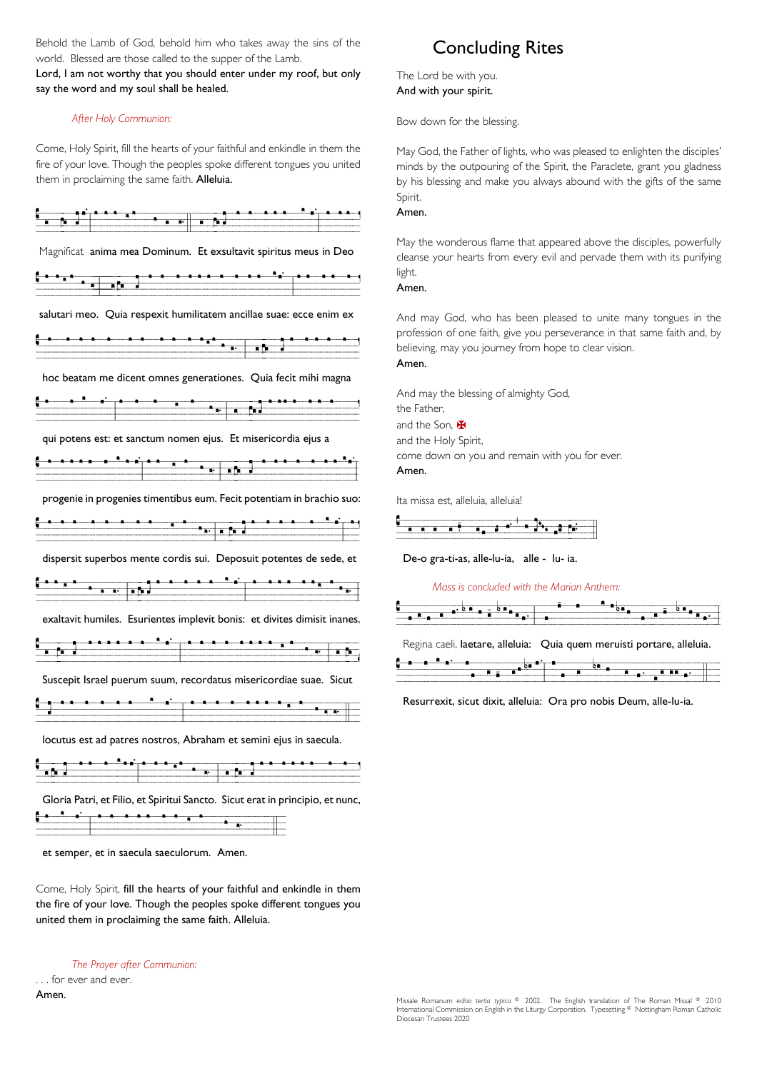Behold the Lamb of God, behold him who takes away the sins of the world. Blessed are those called to the supper of the Lamb.

**Lord, I am not worthy that you should enter under my roof, but only say the word and my soul shall be healed.**

*After Holy Communion:*

Come, Holy Spirit, fill the hearts of your faithful and enkindle in them the fire of your love. Though the peoples spoke different tongues you united them in proclaiming the same faith. **Alleluia.**

Magnificat **anima mea Dominum. Et exsultavit spiritus meus in Deo**

**salutari meo. Quia respexit humilitatem ancillae suae: ecce enim ex**

**hoc beatam me dicent omnes generationes. Quia fecit mihi magna**

**qui potens est: et sanctum nomen ejus. Et misericordia ejus a**

**progenie in progenies timentibus eum. Fecit potentiam in brachio suo:**

**dispersit superbos mente cordis sui. Deposuit potentes de sede, et**

**exaltavit humiles. Esurientes implevit bonis: et divites dimisit inanes.**

**Suscepit Israel puerum suum, recordatus misericordiae suae. Sicut**

**locutus est ad patres nostros, Abraham et semini ejus in saecula.**

**Gloria Patri, et Filio, et Spiritui Sancto. Sicut erat in principio, et nunc,**

**et semper, et in saecula saeculorum. Amen.**

Come, Holy Spirit, **fill the hearts of your faithful and enkindle in them the fire of your love. Though the peoples spoke different tongues you united them in proclaiming the same faith. Alleluia.**

*The Prayer after Communion:*

. . . for ever and ever.

**Amen.**

# Concluding Rites

The Lord be with you.

**And with your spirit.**

Bow down for the blessing.

May God, the Father of lights, who was pleased to enlighten the disciples' minds by the outpouring of the Spirit, the Paraclete, grant you gladness by his blessing and make you always abound with the gifts of the same Spirit.

**Amen.**

May the wonderous flame that appeared above the disciples, powerfully cleanse your hearts from every evil and pervade them with its purifying light.

**Amen.**

And may God, who has been pleased to unite many tongues in the profession of one faith, give you perseverance in that same faith and, by believing, may you journey from hope to clear vision.

**Amen.**

And may the blessing of almighty God,
the Father,
and the Son, ✠
and the Holy Spirit,
come down on you and remain with you for ever.

**Amen.**

Ita missa est, alleluia, alleluia!

**De-o gra-ti-as, alle-lu-ia, alle - lu- ia.**

*Mass is concluded with the Marian Anthem:*

Regina caeli, **laetare, alleluia: Quia quem meruisti portare, alleluia.**

**Resurrexit, sicut dixit, alleluia: Ora pro nobis Deum, alle-lu-ia.**

Missale Romanum *editio tertia typica* © 2002. The English translation of The Roman Missal © 2010 International Commission on English in the Liturgy Corporation. Typesetting © Nottingham Roman Catholic Diocesan Trustees 2020